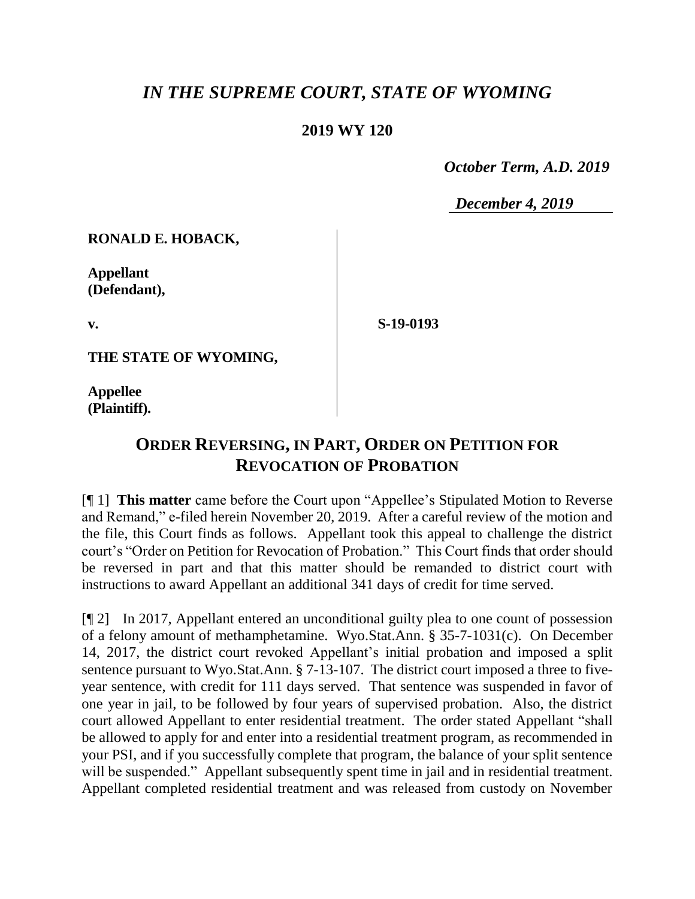# *IN THE SUPREME COURT, STATE OF WYOMING*

**2019 WY 120**

*October Term, A.D. 2019*

*December 4, 2019*

**RONALD E. HOBACK,**

**Appellant (Defendant),**

**v.**

**S-19-0193**

**THE STATE OF WYOMING,**

**Appellee (Plaintiff).**

## ORDER REVERSING, IN PART, ORDER ON PETITION FOR REVOCATION OF PROBATION

[¶ 1] **This matter** came before the Court upon "Appellee's Stipulated Motion to Reverse and Remand," e-filed herein November 20, 2019. After a careful review of the motion and the file, this Court finds as follows. Appellant took this appeal to challenge the district court's "Order on Petition for Revocation of Probation." This Court finds that order should be reversed in part and that this matter should be remanded to district court with instructions to award Appellant an additional 341 days of credit for time served.

[¶ 2] In 2017, Appellant entered an unconditional guilty plea to one count of possession of a felony amount of methamphetamine. Wyo.Stat.Ann. § 35-7-1031(c). On December 14, 2017, the district court revoked Appellant's initial probation and imposed a split sentence pursuant to Wyo.Stat.Ann. § 7-13-107. The district court imposed a three to five-year sentence, with credit for 111 days served. That sentence was suspended in favor of one year in jail, to be followed by four years of supervised probation. Also, the district court allowed Appellant to enter residential treatment. The order stated Appellant "shall be allowed to apply for and enter into a residential treatment program, as recommended in your PSI, and if you successfully complete that program, the balance of your split sentence will be suspended." Appellant subsequently spent time in jail and in residential treatment. Appellant completed residential treatment and was released from custody on November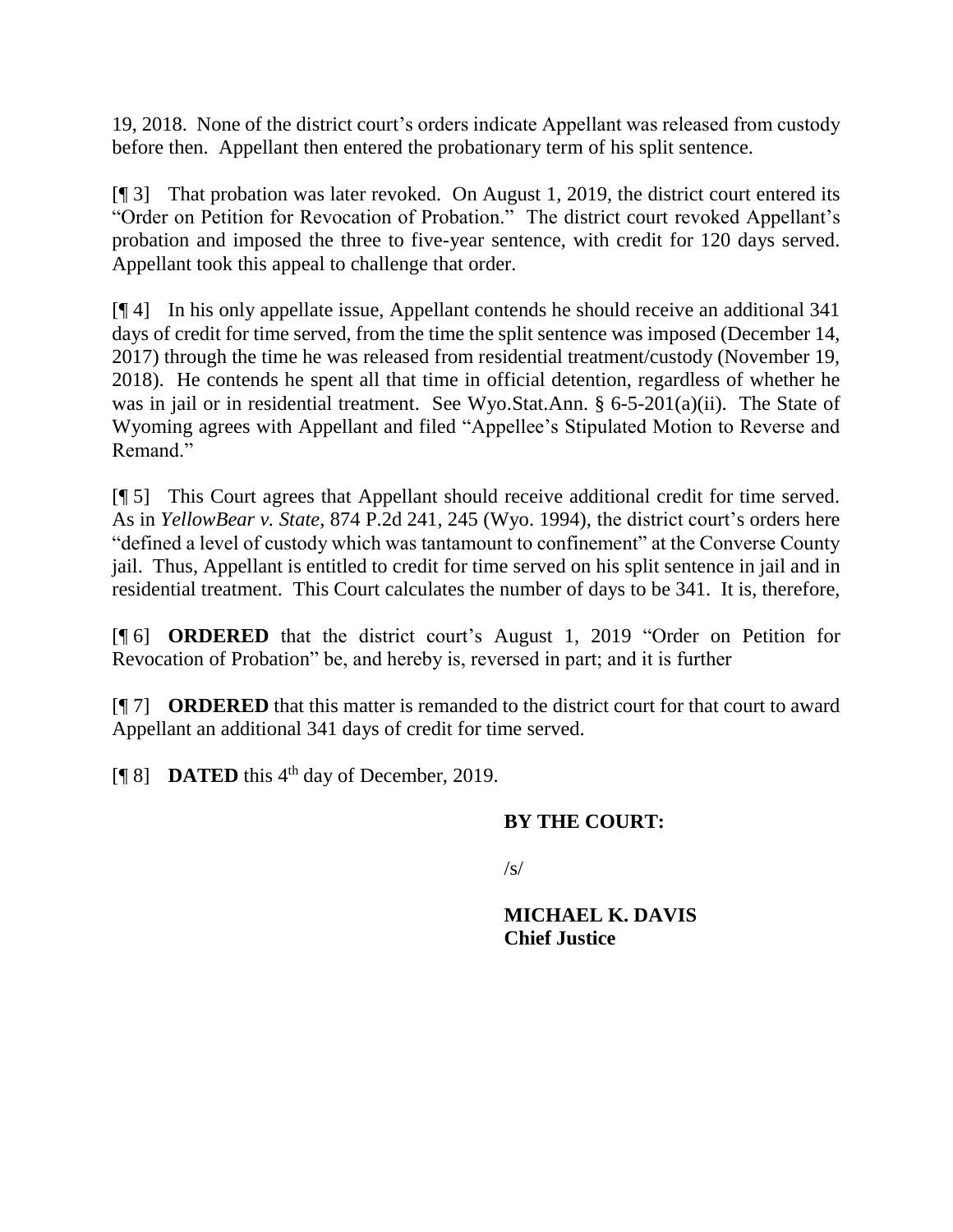19, 2018. None of the district court's orders indicate Appellant was released from custody before then. Appellant then entered the probationary term of his split sentence.

[¶ 3] That probation was later revoked. On August 1, 2019, the district court entered its "Order on Petition for Revocation of Probation." The district court revoked Appellant's probation and imposed the three to five-year sentence, with credit for 120 days served. Appellant took this appeal to challenge that order.

[¶ 4] In his only appellate issue, Appellant contends he should receive an additional 341 days of credit for time served, from the time the split sentence was imposed (December 14, 2017) through the time he was released from residential treatment/custody (November 19, 2018). He contends he spent all that time in official detention, regardless of whether he was in jail or in residential treatment. See Wyo.Stat.Ann. § 6-5-201(a)(ii). The State of Wyoming agrees with Appellant and filed "Appellee's Stipulated Motion to Reverse and Remand."

[¶ 5] This Court agrees that Appellant should receive additional credit for time served. As in *YellowBear v. State*, 874 P.2d 241, 245 (Wyo. 1994), the district court's orders here "defined a level of custody which was tantamount to confinement" at the Converse County jail. Thus, Appellant is entitled to credit for time served on his split sentence in jail and in residential treatment. This Court calculates the number of days to be 341. It is, therefore,

[¶ 6] **ORDERED** that the district court's August 1, 2019 "Order on Petition for Revocation of Probation" be, and hereby is, reversed in part; and it is further

[¶ 7] **ORDERED** that this matter is remanded to the district court for that court to award Appellant an additional 341 days of credit for time served.

[¶ 8] **DATED** this 4th day of December, 2019.

**BY THE COURT:**

/s/

**MICHAEL K. DAVIS**
**Chief Justice**